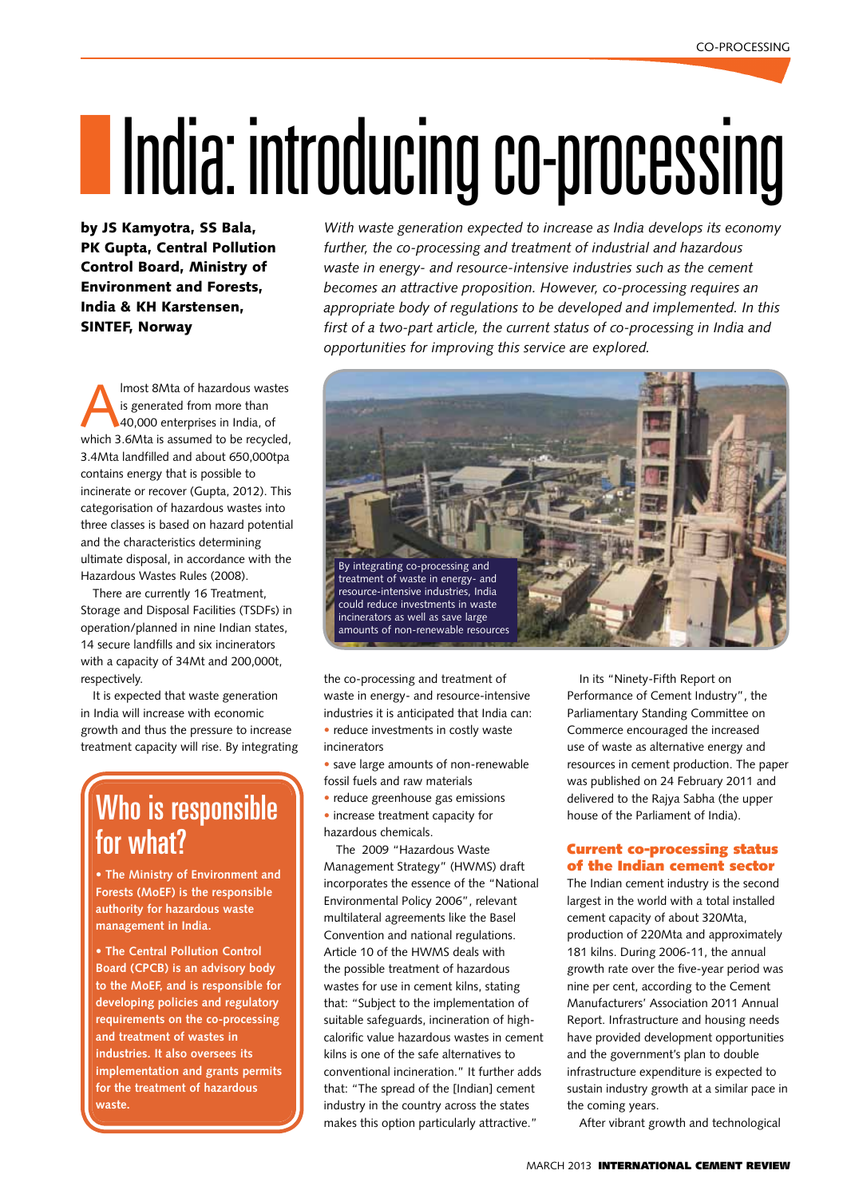# India: introducing co-processing

**by JS Kamyotra, SS Bala, PK Gupta, Central Pollution Control Board, Ministry of Environment and Forests, India & KH Karstensen, SINTEF, Norway**

*With waste generation expected to increase as India develops its economy further, the co-processing and treatment of industrial and hazardous waste in energy- and resource-intensive industries such as the cement becomes an attractive proposition. However, co-processing requires an appropriate body of regulations to be developed and implemented. In this first of a two-part article, the current status of co-processing in India and opportunities for improving this service are explored.*

Almost 8Mta of hazardous wastes is generated from more than 40,000 enterprises in India, of which 3.6Mta is assumed to be recycled, 3.4Mta landfilled and about 650,000tpa contains energy that is possible to incinerate or recover (Gupta, 2012). This categorisation of hazardous wastes into three classes is based on hazard potential and the characteristics determining ultimate disposal, in accordance with the Hazardous Wastes Rules (2008).

There are currently 16 Treatment, Storage and Disposal Facilities (TSDFs) in operation/planned in nine Indian states, 14 secure landfills and six incinerators with a capacity of 34Mt and 200,000t, respectively.

It is expected that waste generation in India will increase with economic growth and thus the pressure to increase treatment capacity will rise. By integrating the co-processing and treatment of waste in energy- and resource-intensive industries it is anticipated that India can:

- reduce investments in costly waste incinerators
- save large amounts of non-renewable fossil fuels and raw materials
- reduce greenhouse gas emissions
- increase treatment capacity for hazardous chemicals.

By integrating co-processing and treatment of waste in energy- and resource-intensive industries, India could reduce investments in waste incinerators as well as save large amounts of non-renewable resources

> ## Who is responsible for what?
>
> - **The Ministry of Environment and Forests (MoEF) is the responsible authority for hazardous waste management in India.**
> - **The Central Pollution Control Board (CPCB) is an advisory body to the MoEF, and is responsible for developing policies and regulatory requirements on the co-processing and treatment of wastes in industries. It also oversees its implementation and grants permits for the treatment of hazardous waste.**

The 2009 "Hazardous Waste Management Strategy" (HWMS) draft incorporates the essence of the "National Environmental Policy 2006", relevant multilateral agreements like the Basel Convention and national regulations. Article 10 of the HWMS deals with the possible treatment of hazardous wastes for use in cement kilns, stating that: "Subject to the implementation of suitable safeguards, incineration of high-calorific value hazardous wastes in cement kilns is one of the safe alternatives to conventional incineration." It further adds that: "The spread of the [Indian] cement industry in the country across the states makes this option particularly attractive."

In its "Ninety-Fifth Report on Performance of Cement Industry", the Parliamentary Standing Committee on Commerce encouraged the increased use of waste as alternative energy and resources in cement production. The paper was published on 24 February 2011 and delivered to the Rajya Sabha (the upper house of the Parliament of India).

### Current co-processing status of the Indian cement sector

The Indian cement industry is the second largest in the world with a total installed cement capacity of about 320Mta, production of 220Mta and approximately 181 kilns. During 2006-11, the annual growth rate over the five-year period was nine per cent, according to the Cement Manufacturers' Association 2011 Annual Report. Infrastructure and housing needs have provided development opportunities and the government's plan to double infrastructure expenditure is expected to sustain industry growth at a similar pace in the coming years.

After vibrant growth and technological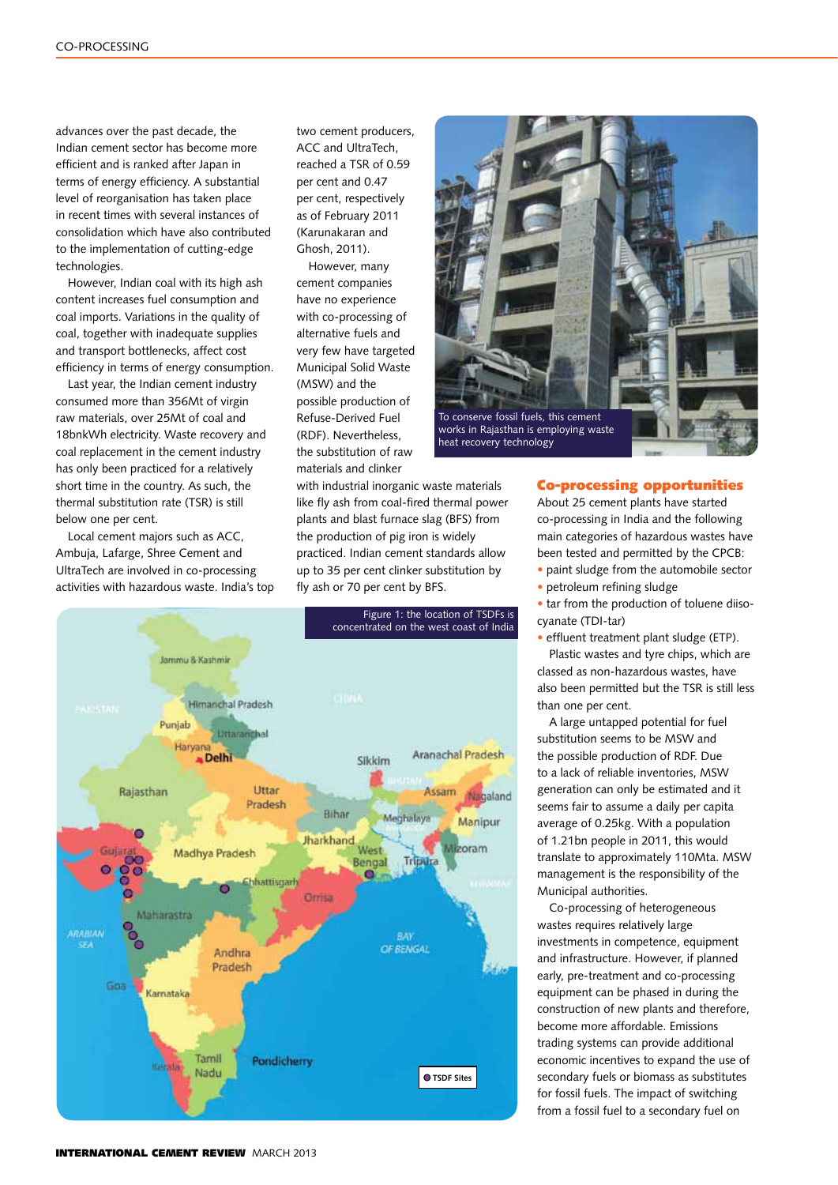advances over the past decade, the Indian cement sector has become more efficient and is ranked after Japan in terms of energy efficiency. A substantial level of reorganisation has taken place in recent times with several instances of consolidation which have also contributed to the implementation of cutting-edge technologies.

However, Indian coal with its high ash content increases fuel consumption and coal imports. Variations in the quality of coal, together with inadequate supplies and transport bottlenecks, affect cost efficiency in terms of energy consumption.

Last year, the Indian cement industry consumed more than 356Mt of virgin raw materials, over 25Mt of coal and 18bnkWh electricity. Waste recovery and coal replacement in the cement industry has only been practiced for a relatively short time in the country. As such, the thermal substitution rate (TSR) is still below one per cent.

Local cement majors such as ACC, Ambuja, Lafarge, Shree Cement and UltraTech are involved in co-processing activities with hazardous waste. India's top two cement producers, ACC and UltraTech, reached a TSR of 0.59 per cent and 0.47 per cent, respectively as of February 2011 (Karunakaran and Ghosh, 2011).

However, many cement companies have no experience with co-processing of alternative fuels and very few have targeted Municipal Solid Waste (MSW) and the possible production of Refuse-Derived Fuel (RDF). Nevertheless, the substitution of raw materials and clinker with industrial inorganic waste materials like fly ash from coal-fired thermal power plants and blast furnace slag (BFS) from the production of pig iron is widely practiced. Indian cement standards allow up to 35 per cent clinker substitution by fly ash or 70 per cent by BFS.

To conserve fossil fuels, this cement works in Rajasthan is employing waste heat recovery technology

Figure 1: the location of TSDFs is concentrated on the west coast of India

## Co-processing opportunities

About 25 cement plants have started co-processing in India and the following main categories of hazardous wastes have been tested and permitted by the CPCB:

- paint sludge from the automobile sector
- petroleum refining sludge
- tar from the production of toluene diisocyanate (TDI-tar)
- effluent treatment plant sludge (ETP).

Plastic wastes and tyre chips, which are classed as non-hazardous wastes, have also been permitted but the TSR is still less than one per cent.

A large untapped potential for fuel substitution seems to be MSW and the possible production of RDF. Due to a lack of reliable inventories, MSW generation can only be estimated and it seems fair to assume a daily per capita average of 0.25kg. With a population of 1.21bn people in 2011, this would translate to approximately 110Mta. MSW management is the responsibility of the Municipal authorities.

Co-processing of heterogeneous wastes requires relatively large investments in competence, equipment and infrastructure. However, if planned early, pre-treatment and co-processing equipment can be phased in during the construction of new plants and therefore, become more affordable. Emissions trading systems can provide additional economic incentives to expand the use of secondary fuels or biomass as substitutes for fossil fuels. The impact of switching from a fossil fuel to a secondary fuel on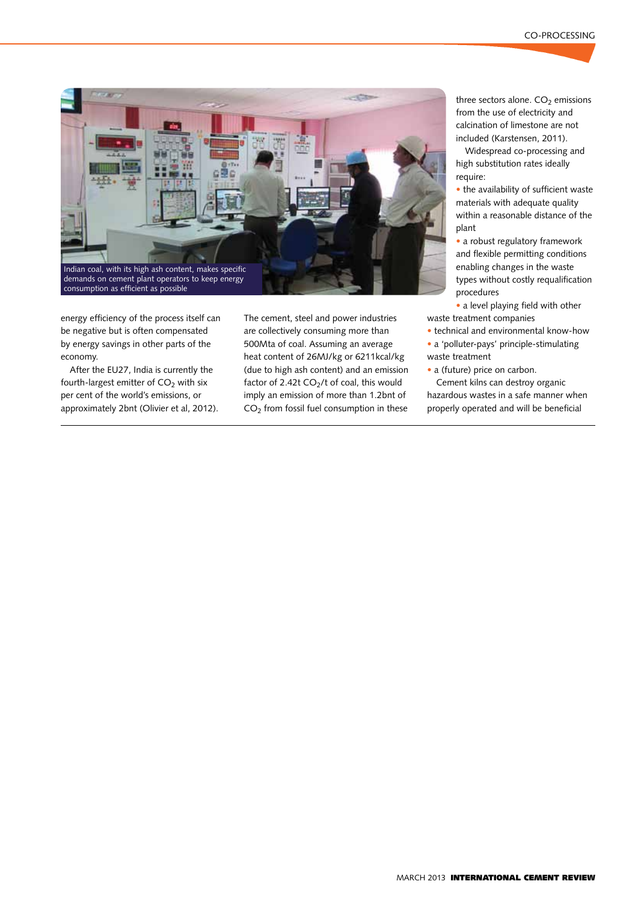Indian coal, with its high ash content, makes specific demands on cement plant operators to keep energy consumption as efficient as possible

energy efficiency of the process itself can be negative but is often compensated by energy savings in other parts of the economy.

After the EU27, India is currently the fourth-largest emitter of $CO_2$ with six per cent of the world's emissions, or approximately 2bnt (Olivier et al, 2012). The cement, steel and power industries are collectively consuming more than 500Mta of coal. Assuming an average heat content of 26MJ/kg or 6211kcal/kg (due to high ash content) and an emission factor of 2.42t $CO_2$/t of coal, this would imply an emission of more than 1.2bnt of $CO_2$ from fossil fuel consumption in these three sectors alone. $CO_2$ emissions from the use of electricity and calcination of limestone are not included (Karstensen, 2011).

Widespread co-processing and high substitution rates ideally require:

- the availability of sufficient waste materials with adequate quality within a reasonable distance of the plant
- a robust regulatory framework and flexible permitting conditions enabling changes in the waste types without costly requalification procedures
- a level playing field with other waste treatment companies
- technical and environmental know-how
- a 'polluter-pays' principle-stimulating waste treatment
- a (future) price on carbon.

Cement kilns can destroy organic hazardous wastes in a safe manner when properly operated and will be beneficial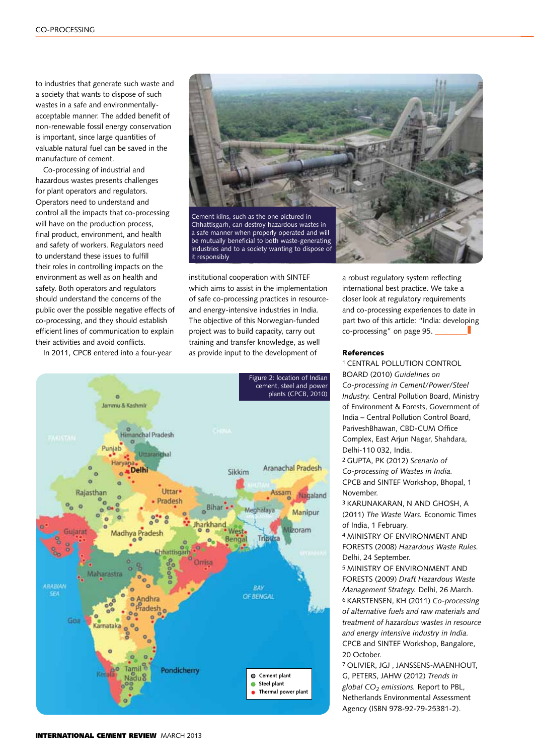to industries that generate such waste and a society that wants to dispose of such wastes in a safe and environmentally-acceptable manner. The added benefit of non-renewable fossil energy conservation is important, since large quantities of valuable natural fuel can be saved in the manufacture of cement.

Co-processing of industrial and hazardous wastes presents challenges for plant operators and regulators. Operators need to understand and control all the impacts that co-processing will have on the production process, final product, environment, and health and safety of workers. Regulators need to understand these issues to fulfill their roles in controlling impacts on the environment as well as on health and safety. Both operators and regulators should understand the concerns of the public over the possible negative effects of co-processing, and they should establish efficient lines of communication to explain their activities and avoid conflicts.

In 2011, CPCB entered into a four-year institutional cooperation with SINTEF which aims to assist in the implementation of safe co-processing practices in resource- and energy-intensive industries in India. The objective of this Norwegian-funded project was to build capacity, carry out training and transfer knowledge, as well as provide input to the development of a robust regulatory system reflecting international best practice. We take a closer look at regulatory requirements and co-processing experiences to date in part two of this article: "India: developing co-processing" on page 95.

Cement kilns, such as the one pictured in Chhattisgarh, can destroy hazardous wastes in a safe manner when properly operated and will be mutually beneficial to both waste-generating industries and to a society wanting to dispose of it responsibly

Figure 2: location of Indian cement, steel and power plants (CPCB, 2010)

Cement plant
Steel plant
Thermal power plant

## References

[1] CENTRAL POLLUTION CONTROL BOARD (2010) *Guidelines on Co-processing in Cement/Power/Steel Industry.* Central Pollution Board, Ministry of Environment & Forests, Government of India – Central Pollution Control Board, PariveshBhawan, CBD-CUM Office Complex, East Arjun Nagar, Shahdara, Delhi-110 032, India.

[2] GUPTA, PK (2012) *Scenario of Co-processing of Wastes in India.* CPCB and SINTEF Workshop, Bhopal, 1 November.

[3] KARUNAKARAN, N AND GHOSH, A (2011) *The Waste Wars.* Economic Times of India, 1 February.

[4] MINISTRY OF ENVIRONMENT AND FORESTS (2008) *Hazardous Waste Rules.* Delhi, 24 September.

[5] MINISTRY OF ENVIRONMENT AND FORESTS (2009) *Draft Hazardous Waste Management Strategy.* Delhi, 26 March.

[6] KARSTENSEN, KH (2011) *Co-processing of alternative fuels and raw materials and treatment of hazardous wastes in resource and energy intensive industry in India.* CPCB and SINTEF Workshop, Bangalore, 20 October.

[7] OLIVIER, JGJ , JANSSENS-MAENHOUT, G, PETERS, JAHW (2012) *Trends in global $CO_2$ emissions.* Report to PBL, Netherlands Environmental Assessment Agency (ISBN 978-92-79-25381-2).